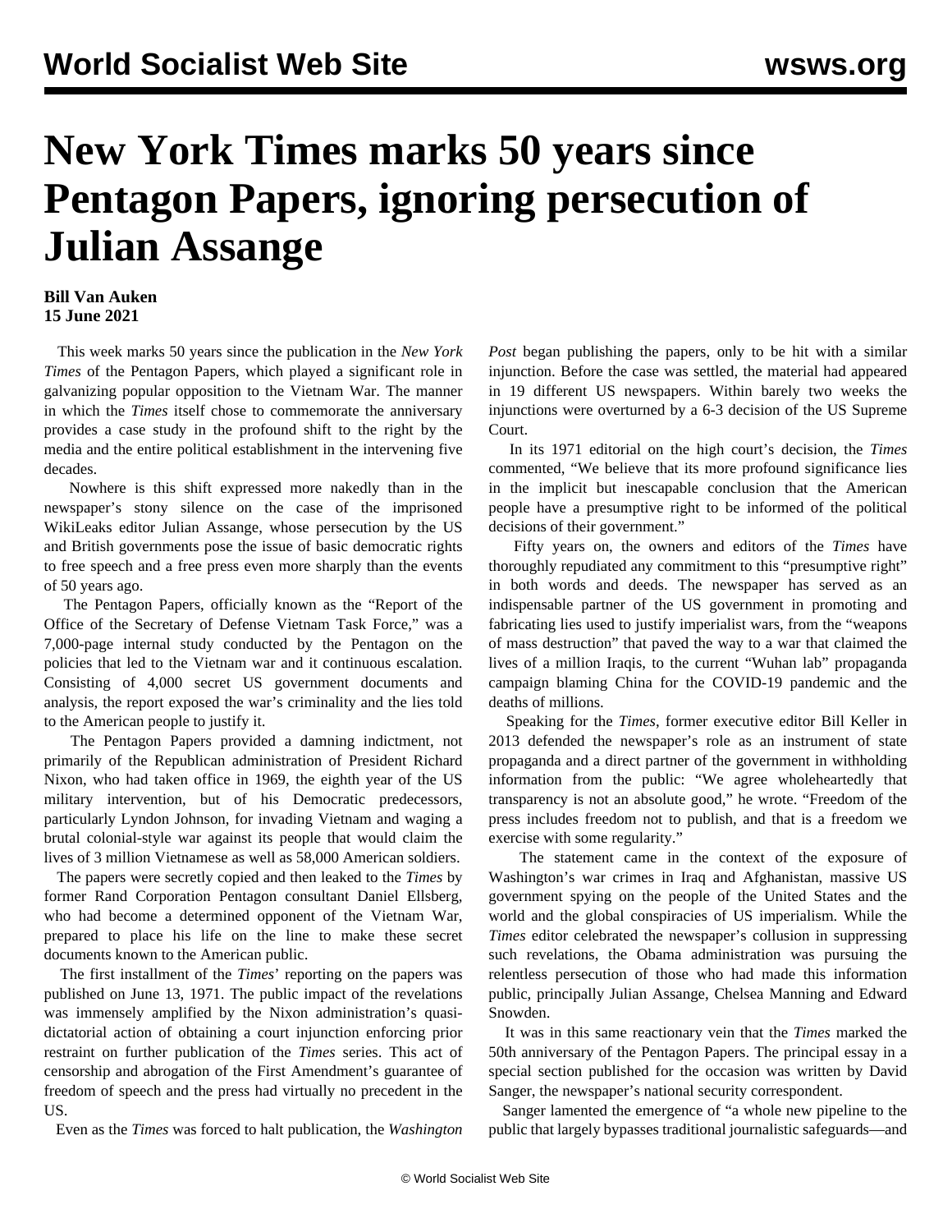# New York Times marks 50 years since Pentagon Papers, ignoring persecution of Julian Assange

**Bill Van Auken**
**15 June 2021**

This week marks 50 years since the publication in the *New York Times* of the Pentagon Papers, which played a significant role in galvanizing popular opposition to the Vietnam War. The manner in which the *Times* itself chose to commemorate the anniversary provides a case study in the profound shift to the right by the media and the entire political establishment in the intervening five decades.

Nowhere is this shift expressed more nakedly than in the newspaper's stony silence on the case of the imprisoned WikiLeaks editor Julian Assange, whose persecution by the US and British governments pose the issue of basic democratic rights to free speech and a free press even more sharply than the events of 50 years ago.

The Pentagon Papers, officially known as the "Report of the Office of the Secretary of Defense Vietnam Task Force," was a 7,000-page internal study conducted by the Pentagon on the policies that led to the Vietnam war and it continuous escalation. Consisting of 4,000 secret US government documents and analysis, the report exposed the war's criminality and the lies told to the American people to justify it.

The Pentagon Papers provided a damning indictment, not primarily of the Republican administration of President Richard Nixon, who had taken office in 1969, the eighth year of the US military intervention, but of his Democratic predecessors, particularly Lyndon Johnson, for invading Vietnam and waging a brutal colonial-style war against its people that would claim the lives of 3 million Vietnamese as well as 58,000 American soldiers.

The papers were secretly copied and then leaked to the *Times* by former Rand Corporation Pentagon consultant Daniel Ellsberg, who had become a determined opponent of the Vietnam War, prepared to place his life on the line to make these secret documents known to the American public.

The first installment of the *Times*' reporting on the papers was published on June 13, 1971. The public impact of the revelations was immensely amplified by the Nixon administration's quasi-dictatorial action of obtaining a court injunction enforcing prior restraint on further publication of the *Times* series. This act of censorship and abrogation of the First Amendment's guarantee of freedom of speech and the press had virtually no precedent in the US.

Even as the *Times* was forced to halt publication, the *Washington Post* began publishing the papers, only to be hit with a similar injunction. Before the case was settled, the material had appeared in 19 different US newspapers. Within barely two weeks the injunctions were overturned by a 6-3 decision of the US Supreme Court.

In its 1971 editorial on the high court's decision, the *Times* commented, "We believe that its more profound significance lies in the implicit but inescapable conclusion that the American people have a presumptive right to be informed of the political decisions of their government."

Fifty years on, the owners and editors of the *Times* have thoroughly repudiated any commitment to this "presumptive right" in both words and deeds. The newspaper has served as an indispensable partner of the US government in promoting and fabricating lies used to justify imperialist wars, from the "weapons of mass destruction" that paved the way to a war that claimed the lives of a million Iraqis, to the current "Wuhan lab" propaganda campaign blaming China for the COVID-19 pandemic and the deaths of millions.

Speaking for the *Times*, former executive editor Bill Keller in 2013 defended the newspaper's role as an instrument of state propaganda and a direct partner of the government in withholding information from the public: "We agree wholeheartedly that transparency is not an absolute good," he wrote. "Freedom of the press includes freedom not to publish, and that is a freedom we exercise with some regularity."

The statement came in the context of the exposure of Washington's war crimes in Iraq and Afghanistan, massive US government spying on the people of the United States and the world and the global conspiracies of US imperialism. While the *Times* editor celebrated the newspaper's collusion in suppressing such revelations, the Obama administration was pursuing the relentless persecution of those who had made this information public, principally Julian Assange, Chelsea Manning and Edward Snowden.

It was in this same reactionary vein that the *Times* marked the 50th anniversary of the Pentagon Papers. The principal essay in a special section published for the occasion was written by David Sanger, the newspaper's national security correspondent.

Sanger lamented the emergence of "a whole new pipeline to the public that largely bypasses traditional journalistic safeguards—and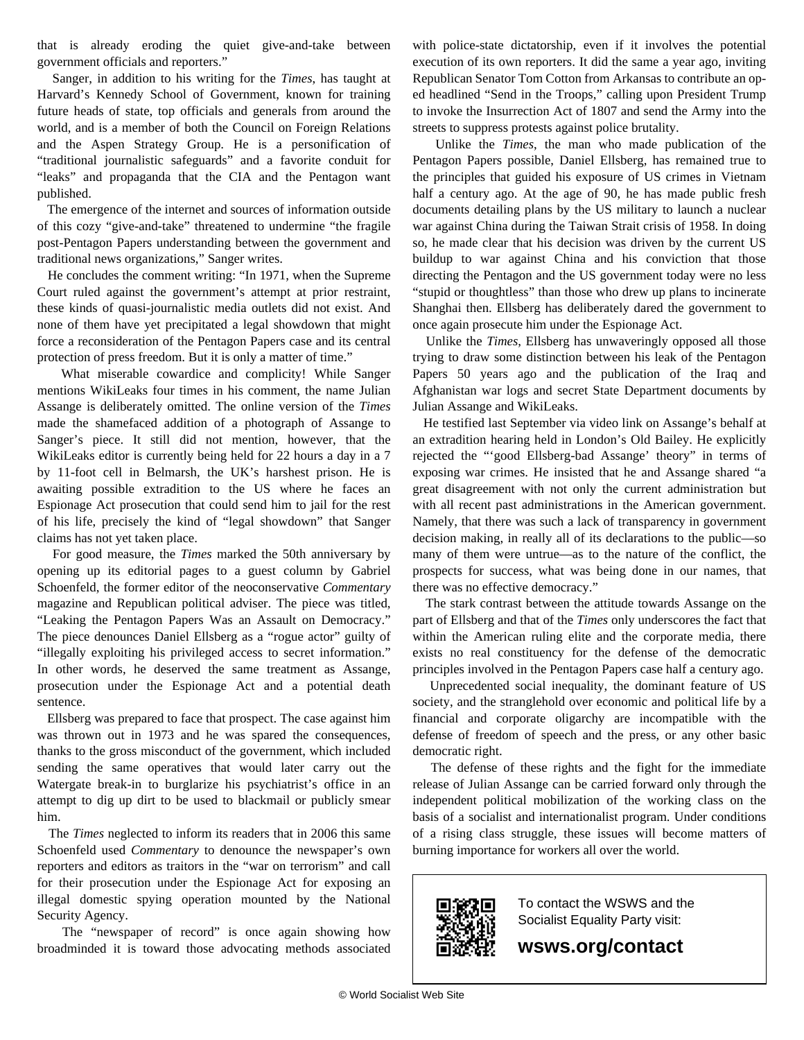that is already eroding the quiet give-and-take between government officials and reporters."

Sanger, in addition to his writing for the *Times*, has taught at Harvard's Kennedy School of Government, known for training future heads of state, top officials and generals from around the world, and is a member of both the Council on Foreign Relations and the Aspen Strategy Group. He is a personification of "traditional journalistic safeguards" and a favorite conduit for "leaks" and propaganda that the CIA and the Pentagon want published.

The emergence of the internet and sources of information outside of this cozy "give-and-take" threatened to undermine "the fragile post-Pentagon Papers understanding between the government and traditional news organizations," Sanger writes.

He concludes the comment writing: "In 1971, when the Supreme Court ruled against the government's attempt at prior restraint, these kinds of quasi-journalistic media outlets did not exist. And none of them have yet precipitated a legal showdown that might force a reconsideration of the Pentagon Papers case and its central protection of press freedom. But it is only a matter of time."

What miserable cowardice and complicity! While Sanger mentions WikiLeaks four times in his comment, the name Julian Assange is deliberately omitted. The online version of the *Times* made the shamefaced addition of a photograph of Assange to Sanger's piece. It still did not mention, however, that the WikiLeaks editor is currently being held for 22 hours a day in a 7 by 11-foot cell in Belmarsh, the UK's harshest prison. He is awaiting possible extradition to the US where he faces an Espionage Act prosecution that could send him to jail for the rest of his life, precisely the kind of "legal showdown" that Sanger claims has not yet taken place.

For good measure, the *Times* marked the 50th anniversary by opening up its editorial pages to a guest column by Gabriel Schoenfeld, the former editor of the neoconservative *Commentary* magazine and Republican political adviser. The piece was titled, "Leaking the Pentagon Papers Was an Assault on Democracy." The piece denounces Daniel Ellsberg as a "rogue actor" guilty of "illegally exploiting his privileged access to secret information." In other words, he deserved the same treatment as Assange, prosecution under the Espionage Act and a potential death sentence.

Ellsberg was prepared to face that prospect. The case against him was thrown out in 1973 and he was spared the consequences, thanks to the gross misconduct of the government, which included sending the same operatives that would later carry out the Watergate break-in to burglarize his psychiatrist's office in an attempt to dig up dirt to be used to blackmail or publicly smear him.

The *Times* neglected to inform its readers that in 2006 this same Schoenfeld used *Commentary* to denounce the newspaper's own reporters and editors as traitors in the "war on terrorism" and call for their prosecution under the Espionage Act for exposing an illegal domestic spying operation mounted by the National Security Agency.

The "newspaper of record" is once again showing how broadminded it is toward those advocating methods associated with police-state dictatorship, even if it involves the potential execution of its own reporters. It did the same a year ago, inviting Republican Senator Tom Cotton from Arkansas to contribute an op-ed headlined "Send in the Troops," calling upon President Trump to invoke the Insurrection Act of 1807 and send the Army into the streets to suppress protests against police brutality.

Unlike the *Times*, the man who made publication of the Pentagon Papers possible, Daniel Ellsberg, has remained true to the principles that guided his exposure of US crimes in Vietnam half a century ago. At the age of 90, he has made public fresh documents detailing plans by the US military to launch a nuclear war against China during the Taiwan Strait crisis of 1958. In doing so, he made clear that his decision was driven by the current US buildup to war against China and his conviction that those directing the Pentagon and the US government today were no less "stupid or thoughtless" than those who drew up plans to incinerate Shanghai then. Ellsberg has deliberately dared the government to once again prosecute him under the Espionage Act.

Unlike the *Times*, Ellsberg has unwaveringly opposed all those trying to draw some distinction between his leak of the Pentagon Papers 50 years ago and the publication of the Iraq and Afghanistan war logs and secret State Department documents by Julian Assange and WikiLeaks.

He testified last September via video link on Assange's behalf at an extradition hearing held in London's Old Bailey. He explicitly rejected the "'good Ellsberg-bad Assange' theory" in terms of exposing war crimes. He insisted that he and Assange shared "a great disagreement with not only the current administration but with all recent past administrations in the American government. Namely, that there was such a lack of transparency in government decision making, in really all of its declarations to the public—so many of them were untrue—as to the nature of the conflict, the prospects for success, what was being done in our names, that there was no effective democracy."

The stark contrast between the attitude towards Assange on the part of Ellsberg and that of the *Times* only underscores the fact that within the American ruling elite and the corporate media, there exists no real constituency for the defense of the democratic principles involved in the Pentagon Papers case half a century ago.

Unprecedented social inequality, the dominant feature of US society, and the stranglehold over economic and political life by a financial and corporate oligarchy are incompatible with the defense of freedom of speech and the press, or any other basic democratic right.

The defense of these rights and the fight for the immediate release of Julian Assange can be carried forward only through the independent political mobilization of the working class on the basis of a socialist and internationalist program. Under conditions of a rising class struggle, these issues will become matters of burning importance for workers all over the world.

To contact the WSWS and the Socialist Equality Party visit:

**wsws.org/contact**